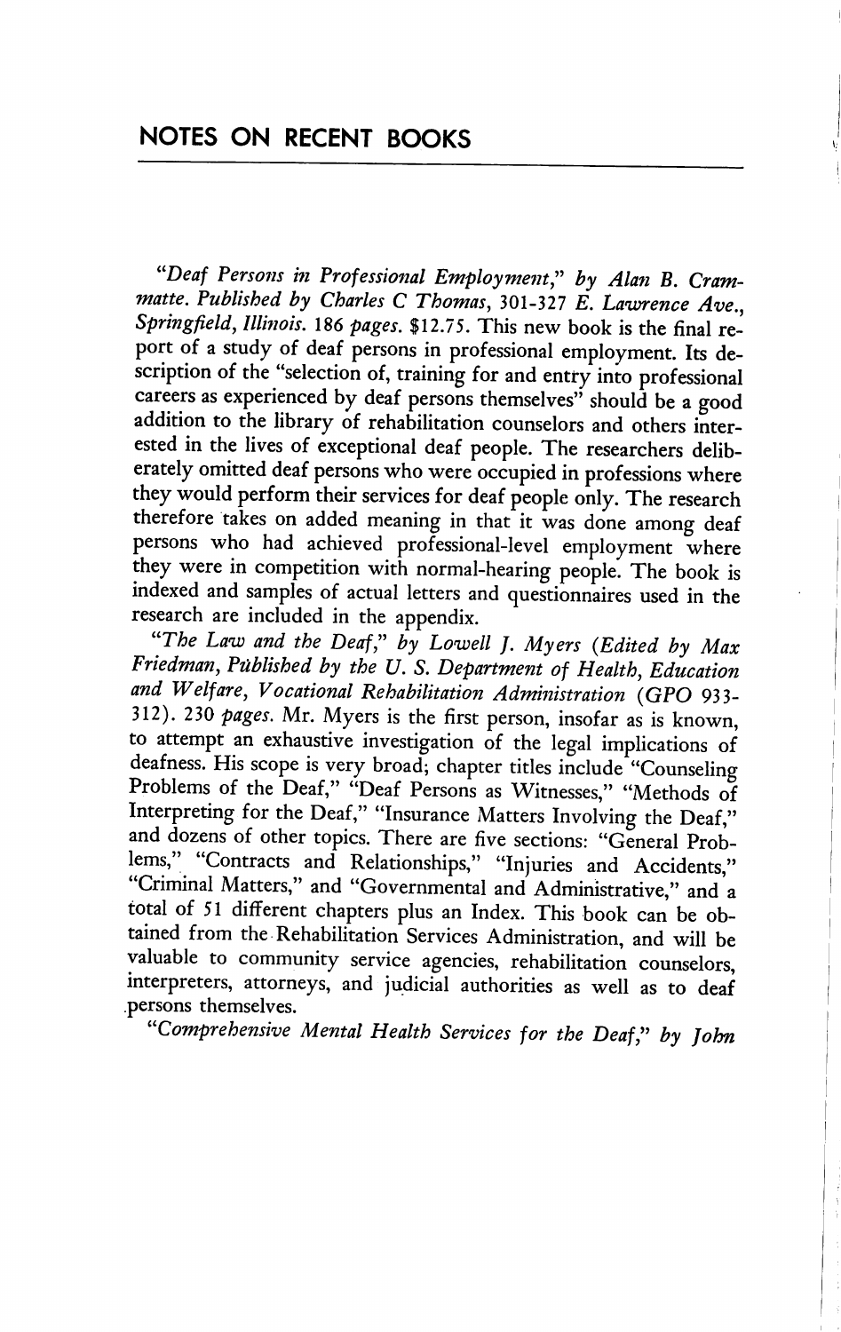## NOTES ON RECENT BOOKS

*"Deaf Persons in Professional Employment,"* *by Alan B. Crammatte. Published by Charles C Thomas, 301-327 E. Lawrence Ave., Springfield, Illinois. 186 pages.* $12.75. This new book is the final report of a study of deaf persons in professional employment. Its description of the "selection of, training for and entry into professional careers as experienced by deaf persons themselves" should be a good addition to the library of rehabilitation counselors and others interested in the lives of exceptional deaf people. The researchers deliberately omitted deaf persons who were occupied in professions where they would perform their services for deaf people only. The research therefore takes on added meaning in that it was done among deaf persons who had achieved professional-level employment where they were in competition with normal-hearing people. The book is indexed and samples of actual letters and questionnaires used in the research are included in the appendix.

*"The Law and the Deaf,"* *by Lowell J. Myers (Edited by Max Friedman, Published by the U. S. Department of Health, Education and Welfare, Vocational Rehabilitation Administration (GPO 933-312). 230 pages.* Mr. Myers is the first person, insofar as is known, to attempt an exhaustive investigation of the legal implications of deafness. His scope is very broad; chapter titles include "Counseling Problems of the Deaf," "Deaf Persons as Witnesses," "Methods of Interpreting for the Deaf," "Insurance Matters Involving the Deaf," and dozens of other topics. There are five sections: "General Problems," "Contracts and Relationships," "Injuries and Accidents," "Criminal Matters," and "Governmental and Administrative," and a total of 51 different chapters plus an Index. This book can be obtained from the Rehabilitation Services Administration, and will be valuable to community service agencies, rehabilitation counselors, interpreters, attorneys, and judicial authorities as well as to deaf persons themselves.

*"Comprehensive Mental Health Services for the Deaf,"* *by John*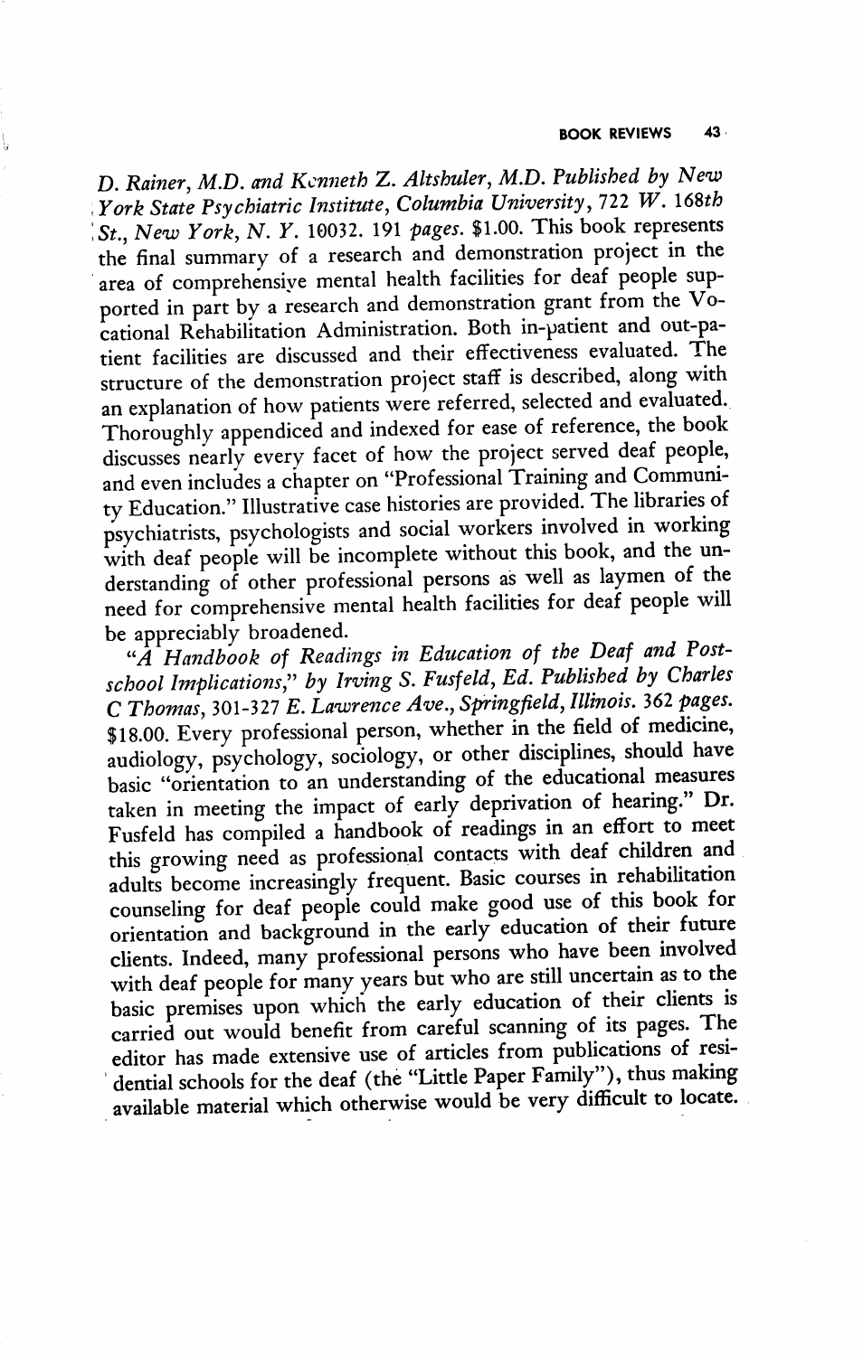*D. Rainer, M.D. and Kenneth Z. Altshuler, M.D. Published by New York State Psychiatric Institute, Columbia University, 722 W. 168th St., New York, N. Y. 10032.* 191 *pages.* $1.00. This book represents the final summary of a research and demonstration project in the area of comprehensive mental health facilities for deaf people supported in part by a research and demonstration grant from the Vocational Rehabilitation Administration. Both in-patient and out-patient facilities are discussed and their effectiveness evaluated. The structure of the demonstration project staff is described, along with an explanation of how patients were referred, selected and evaluated. Thoroughly appendiced and indexed for ease of reference, the book discusses nearly every facet of how the project served deaf people, and even includes a chapter on "Professional Training and Community Education." Illustrative case histories are provided. The libraries of psychiatrists, psychologists and social workers involved in working with deaf people will be incomplete without this book, and the understanding of other professional persons as well as laymen of the need for comprehensive mental health facilities for deaf people will be appreciably broadened.

*"A Handbook of Readings in Education of the Deaf and Post-school Implications," by Irving S. Fusfeld, Ed. Published by Charles C Thomas, 301-327 E. Lawrence Ave., Springfield, Illinois.* 362 *pages.* $18.00. Every professional person, whether in the field of medicine, audiology, psychology, sociology, or other disciplines, should have basic "orientation to an understanding of the educational measures taken in meeting the impact of early deprivation of hearing." Dr. Fusfeld has compiled a handbook of readings in an effort to meet this growing need as professional contacts with deaf children and adults become increasingly frequent. Basic courses in rehabilitation counseling for deaf people could make good use of this book for orientation and background in the early education of their future clients. Indeed, many professional persons who have been involved with deaf people for many years but who are still uncertain as to the basic premises upon which the early education of their clients is carried out would benefit from careful scanning of its pages. The editor has made extensive use of articles from publications of residential schools for the deaf (the "Little Paper Family"), thus making available material which otherwise would be very difficult to locate.